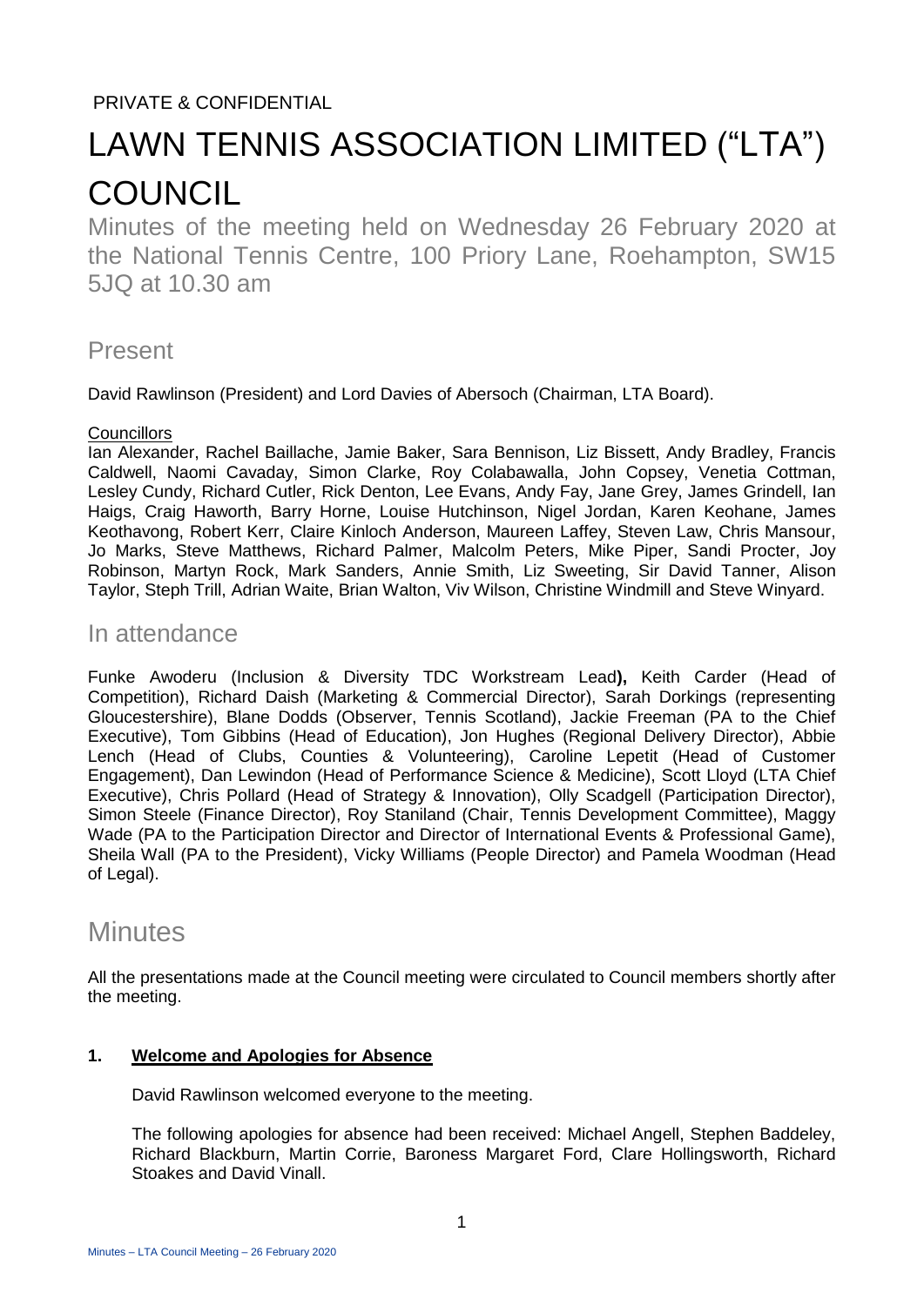PRIVATE & CONFIDENTIAL

# LAWN TENNIS ASSOCIATION LIMITED ("LTA") COUNCIL

Minutes of the meeting held on Wednesday 26 February 2020 at the National Tennis Centre, 100 Priory Lane, Roehampton, SW15 5JQ at 10.30 am

## Present

David Rawlinson (President) and Lord Davies of Abersoch (Chairman, LTA Board).

Councillors

Ian Alexander, Rachel Baillache, Jamie Baker, Sara Bennison, Liz Bissett, Andy Bradley, Francis Caldwell, Naomi Cavaday, Simon Clarke, Roy Colabawalla, John Copsey, Venetia Cottman, Lesley Cundy, Richard Cutler, Rick Denton, Lee Evans, Andy Fay, Jane Grey, James Grindell, Ian Haigs, Craig Haworth, Barry Horne, Louise Hutchinson, Nigel Jordan, Karen Keohane, James Keothavong, Robert Kerr, Claire Kinloch Anderson, Maureen Laffey, Steven Law, Chris Mansour, Jo Marks, Steve Matthews, Richard Palmer, Malcolm Peters, Mike Piper, Sandi Procter, Joy Robinson, Martyn Rock, Mark Sanders, Annie Smith, Liz Sweeting, Sir David Tanner, Alison Taylor, Steph Trill, Adrian Waite, Brian Walton, Viv Wilson, Christine Windmill and Steve Winyard.

## In attendance

Funke Awoderu (Inclusion & Diversity TDC Workstream Lead**),** Keith Carder (Head of Competition), Richard Daish (Marketing & Commercial Director), Sarah Dorkings (representing Gloucestershire), Blane Dodds (Observer, Tennis Scotland), Jackie Freeman (PA to the Chief Executive), Tom Gibbins (Head of Education), Jon Hughes (Regional Delivery Director), Abbie Lench (Head of Clubs, Counties & Volunteering), Caroline Lepetit (Head of Customer Engagement), Dan Lewindon (Head of Performance Science & Medicine), Scott Lloyd (LTA Chief Executive), Chris Pollard (Head of Strategy & Innovation), Olly Scadgell (Participation Director), Simon Steele (Finance Director), Roy Staniland (Chair, Tennis Development Committee), Maggy Wade (PA to the Participation Director and Director of International Events & Professional Game), Sheila Wall (PA to the President), Vicky Williams (People Director) and Pamela Woodman (Head of Legal).

# Minutes

All the presentations made at the Council meeting were circulated to Council members shortly after the meeting.

**1. Welcome and Apologies for Absence**

David Rawlinson welcomed everyone to the meeting.

The following apologies for absence had been received: Michael Angell, Stephen Baddeley, Richard Blackburn, Martin Corrie, Baroness Margaret Ford, Clare Hollingsworth, Richard Stoakes and David Vinall.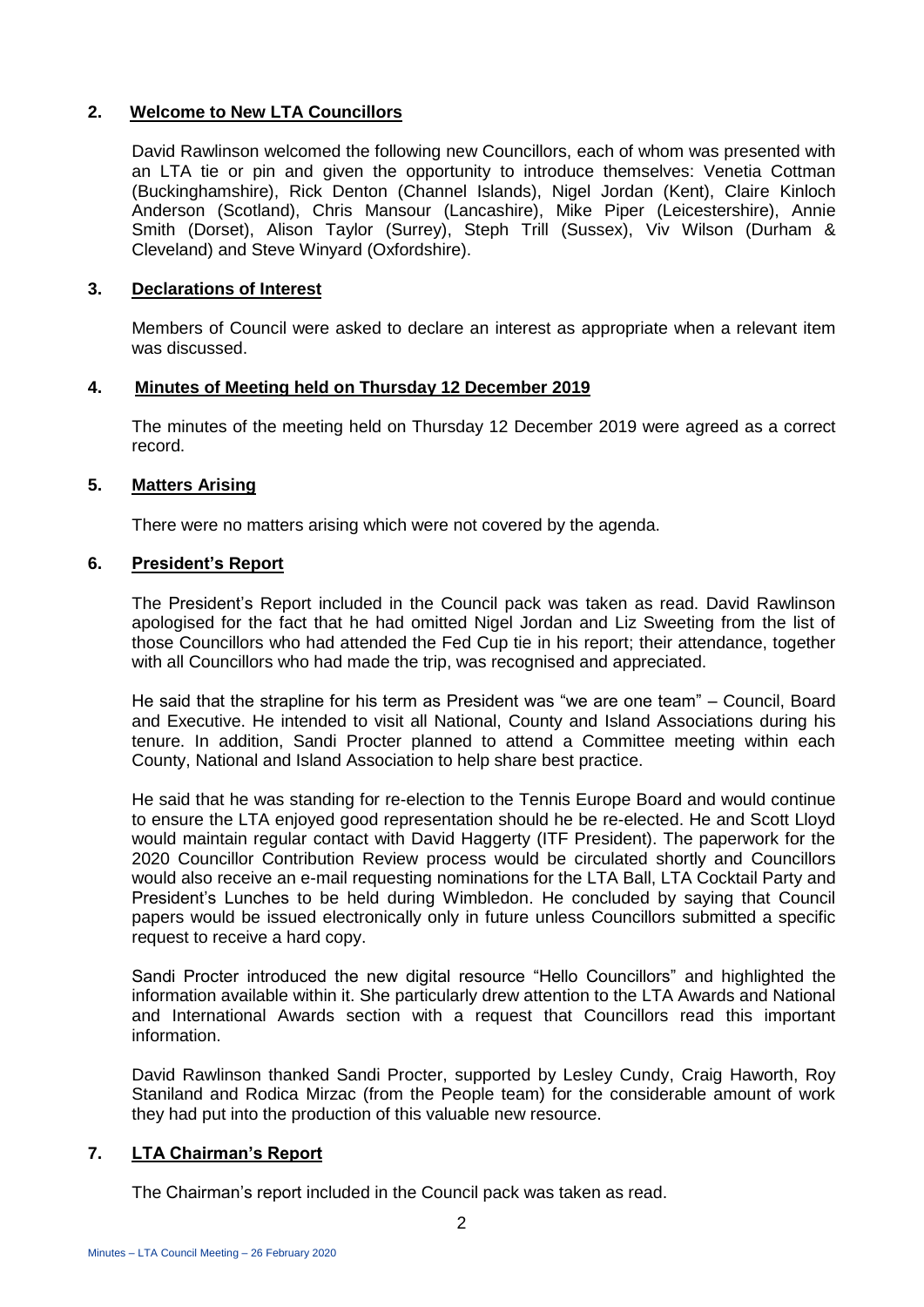## 2. Welcome to New LTA Councillors

David Rawlinson welcomed the following new Councillors, each of whom was presented with an LTA tie or pin and given the opportunity to introduce themselves: Venetia Cottman (Buckinghamshire), Rick Denton (Channel Islands), Nigel Jordan (Kent), Claire Kinloch Anderson (Scotland), Chris Mansour (Lancashire), Mike Piper (Leicestershire), Annie Smith (Dorset), Alison Taylor (Surrey), Steph Trill (Sussex), Viv Wilson (Durham & Cleveland) and Steve Winyard (Oxfordshire).

## 3. Declarations of Interest

Members of Council were asked to declare an interest as appropriate when a relevant item was discussed.

## 4. Minutes of Meeting held on Thursday 12 December 2019

The minutes of the meeting held on Thursday 12 December 2019 were agreed as a correct record.

## 5. Matters Arising

There were no matters arising which were not covered by the agenda.

## 6. President's Report

The President's Report included in the Council pack was taken as read. David Rawlinson apologised for the fact that he had omitted Nigel Jordan and Liz Sweeting from the list of those Councillors who had attended the Fed Cup tie in his report; their attendance, together with all Councillors who had made the trip, was recognised and appreciated.

He said that the strapline for his term as President was "we are one team" – Council, Board and Executive. He intended to visit all National, County and Island Associations during his tenure. In addition, Sandi Procter planned to attend a Committee meeting within each County, National and Island Association to help share best practice.

He said that he was standing for re-election to the Tennis Europe Board and would continue to ensure the LTA enjoyed good representation should he be re-elected. He and Scott Lloyd would maintain regular contact with David Haggerty (ITF President). The paperwork for the 2020 Councillor Contribution Review process would be circulated shortly and Councillors would also receive an e-mail requesting nominations for the LTA Ball, LTA Cocktail Party and President's Lunches to be held during Wimbledon. He concluded by saying that Council papers would be issued electronically only in future unless Councillors submitted a specific request to receive a hard copy.

Sandi Procter introduced the new digital resource "Hello Councillors" and highlighted the information available within it. She particularly drew attention to the LTA Awards and National and International Awards section with a request that Councillors read this important information.

David Rawlinson thanked Sandi Procter, supported by Lesley Cundy, Craig Haworth, Roy Staniland and Rodica Mirzac (from the People team) for the considerable amount of work they had put into the production of this valuable new resource.

## 7. LTA Chairman's Report

The Chairman's report included in the Council pack was taken as read.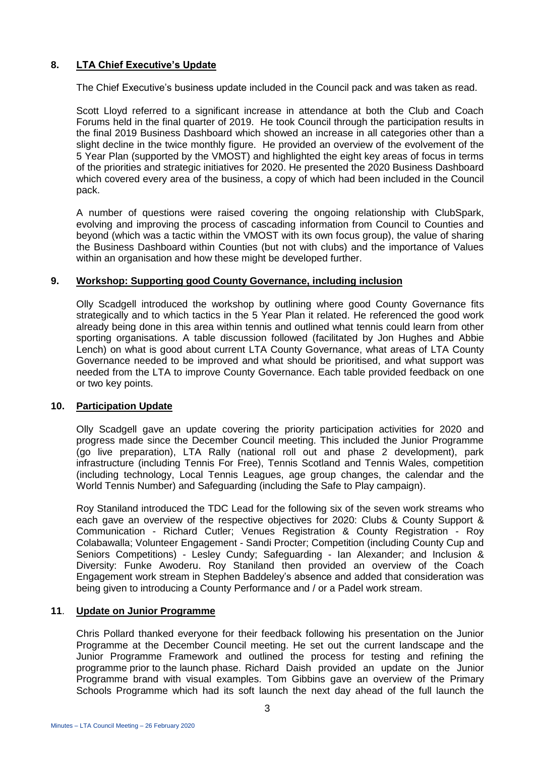## 8. LTA Chief Executive's Update

The Chief Executive's business update included in the Council pack and was taken as read.

Scott Lloyd referred to a significant increase in attendance at both the Club and Coach Forums held in the final quarter of 2019. He took Council through the participation results in the final 2019 Business Dashboard which showed an increase in all categories other than a slight decline in the twice monthly figure. He provided an overview of the evolvement of the 5 Year Plan (supported by the VMOST) and highlighted the eight key areas of focus in terms of the priorities and strategic initiatives for 2020. He presented the 2020 Business Dashboard which covered every area of the business, a copy of which had been included in the Council pack.

A number of questions were raised covering the ongoing relationship with ClubSpark, evolving and improving the process of cascading information from Council to Counties and beyond (which was a tactic within the VMOST with its own focus group), the value of sharing the Business Dashboard within Counties (but not with clubs) and the importance of Values within an organisation and how these might be developed further.

## 9. Workshop: Supporting good County Governance, including inclusion

Olly Scadgell introduced the workshop by outlining where good County Governance fits strategically and to which tactics in the 5 Year Plan it related. He referenced the good work already being done in this area within tennis and outlined what tennis could learn from other sporting organisations. A table discussion followed (facilitated by Jon Hughes and Abbie Lench) on what is good about current LTA County Governance, what areas of LTA County Governance needed to be improved and what should be prioritised, and what support was needed from the LTA to improve County Governance. Each table provided feedback on one or two key points.

## 10. Participation Update

Olly Scadgell gave an update covering the priority participation activities for 2020 and progress made since the December Council meeting. This included the Junior Programme (go live preparation), LTA Rally (national roll out and phase 2 development), park infrastructure (including Tennis For Free), Tennis Scotland and Tennis Wales, competition (including technology, Local Tennis Leagues, age group changes, the calendar and the World Tennis Number) and Safeguarding (including the Safe to Play campaign).

Roy Staniland introduced the TDC Lead for the following six of the seven work streams who each gave an overview of the respective objectives for 2020: Clubs & County Support & Communication - Richard Cutler; Venues Registration & County Registration - Roy Colabawalla; Volunteer Engagement - Sandi Procter; Competition (including County Cup and Seniors Competitions) - Lesley Cundy; Safeguarding - Ian Alexander; and Inclusion & Diversity: Funke Awoderu. Roy Staniland then provided an overview of the Coach Engagement work stream in Stephen Baddeley's absence and added that consideration was being given to introducing a County Performance and / or a Padel work stream.

## 11. Update on Junior Programme

Chris Pollard thanked everyone for their feedback following his presentation on the Junior Programme at the December Council meeting. He set out the current landscape and the Junior Programme Framework and outlined the process for testing and refining the programme prior to the launch phase. Richard Daish provided an update on the Junior Programme brand with visual examples. Tom Gibbins gave an overview of the Primary Schools Programme which had its soft launch the next day ahead of the full launch the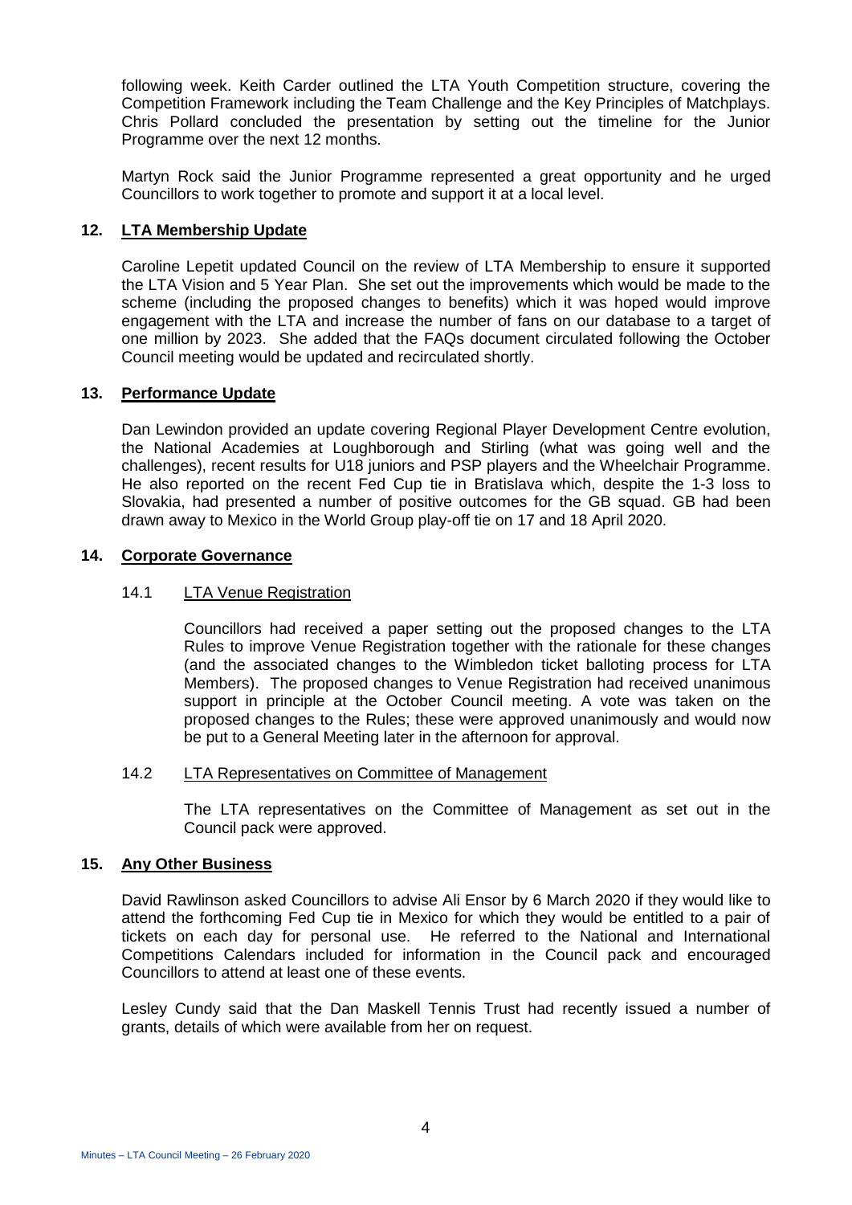following week. Keith Carder outlined the LTA Youth Competition structure, covering the Competition Framework including the Team Challenge and the Key Principles of Matchplays. Chris Pollard concluded the presentation by setting out the timeline for the Junior Programme over the next 12 months.

Martyn Rock said the Junior Programme represented a great opportunity and he urged Councillors to work together to promote and support it at a local level.

## 12. LTA Membership Update

Caroline Lepetit updated Council on the review of LTA Membership to ensure it supported the LTA Vision and 5 Year Plan. She set out the improvements which would be made to the scheme (including the proposed changes to benefits) which it was hoped would improve engagement with the LTA and increase the number of fans on our database to a target of one million by 2023. She added that the FAQs document circulated following the October Council meeting would be updated and recirculated shortly.

## 13. Performance Update

Dan Lewindon provided an update covering Regional Player Development Centre evolution, the National Academies at Loughborough and Stirling (what was going well and the challenges), recent results for U18 juniors and PSP players and the Wheelchair Programme. He also reported on the recent Fed Cup tie in Bratislava which, despite the 1-3 loss to Slovakia, had presented a number of positive outcomes for the GB squad. GB had been drawn away to Mexico in the World Group play-off tie on 17 and 18 April 2020.

## 14. Corporate Governance

### 14.1 LTA Venue Registration

Councillors had received a paper setting out the proposed changes to the LTA Rules to improve Venue Registration together with the rationale for these changes (and the associated changes to the Wimbledon ticket balloting process for LTA Members). The proposed changes to Venue Registration had received unanimous support in principle at the October Council meeting. A vote was taken on the proposed changes to the Rules; these were approved unanimously and would now be put to a General Meeting later in the afternoon for approval.

### 14.2 LTA Representatives on Committee of Management

The LTA representatives on the Committee of Management as set out in the Council pack were approved.

## 15. Any Other Business

David Rawlinson asked Councillors to advise Ali Ensor by 6 March 2020 if they would like to attend the forthcoming Fed Cup tie in Mexico for which they would be entitled to a pair of tickets on each day for personal use. He referred to the National and International Competitions Calendars included for information in the Council pack and encouraged Councillors to attend at least one of these events.

Lesley Cundy said that the Dan Maskell Tennis Trust had recently issued a number of grants, details of which were available from her on request.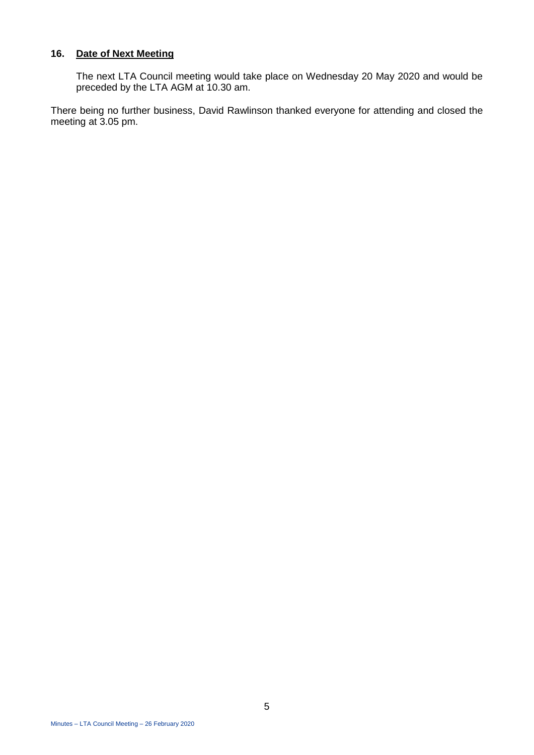## 16. Date of Next Meeting

The next LTA Council meeting would take place on Wednesday 20 May 2020 and would be preceded by the LTA AGM at 10.30 am.

There being no further business, David Rawlinson thanked everyone for attending and closed the meeting at 3.05 pm.